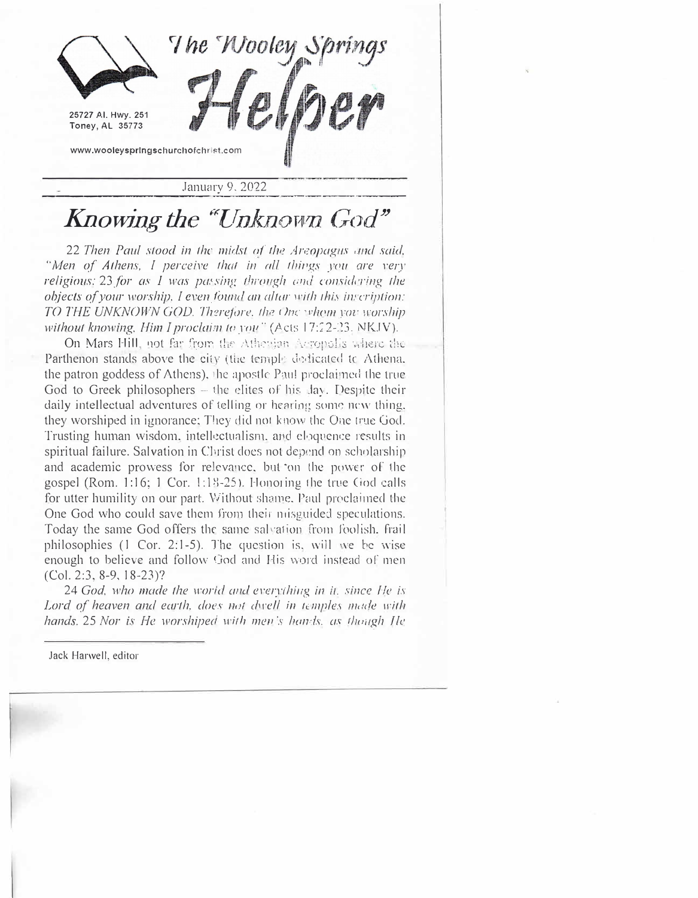# The Wooley Springs Helper

25727 Al. Hwy. 251
Toney, AL 35773

www.wooleyspringschurchofchrist.com

January 9, 2022

## *Knowing the "Unknown God"*

22 *Then Paul stood in the midst of the Areopagus and said, "Men of Athens, I perceive that in all things you are very religious; 23 for as I was passing through and considering the objects of your worship, I even found an altar with this inscription: TO THE UNKNOWN GOD. Therefore, the One whom you worship without knowing, Him I proclaim to you"* (Acts 17:22-23, NKJV).

On Mars Hill, not far from the Athenian Acropolis where the Parthenon stands above the city (the temple dedicated to Athena, the patron goddess of Athens), the apostle Paul proclaimed the true God to Greek philosophers – the elites of his day. Despite their daily intellectual adventures of telling or hearing some new thing, they worshiped in ignorance; They did not know the One true God. Trusting human wisdom, intellectualism, and eloquence results in spiritual failure. Salvation in Christ does not depend on scholarship and academic prowess for relevance, but on the power of the gospel (Rom. 1:16; 1 Cor. 1:18-25). Honoring the true God calls for utter humility on our part. Without shame, Paul proclaimed the One God who could save them from their misguided speculations. Today the same God offers the same salvation from foolish, frail philosophies (1 Cor. 2:1-5). The question is, will we be wise enough to believe and follow God and His word instead of men (Col. 2:3, 8-9, 18-23)?

24 *God, who made the world and everything in it, since He is Lord of heaven and earth, does not dwell in temples made with hands. 25 Nor is He worshiped with men's hands, as though He*

Jack Harwell, editor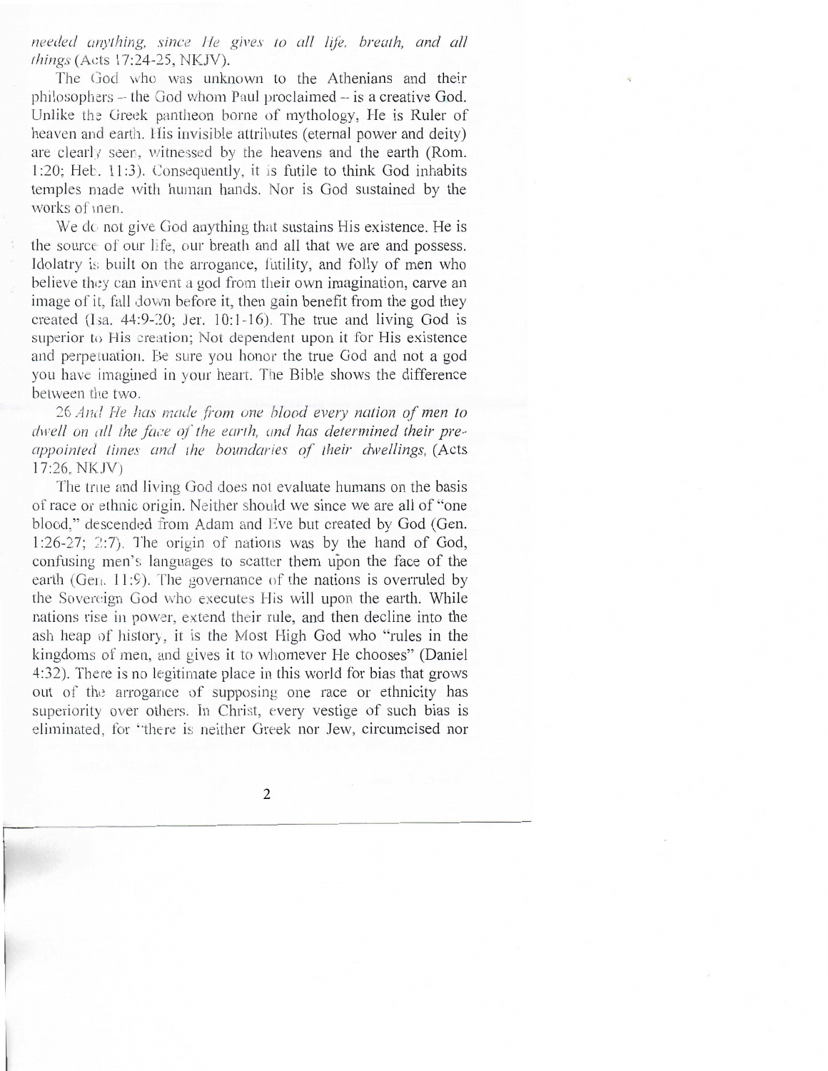*needed anything, since He gives to all life, breath, and all things* (Acts 17:24-25, NKJV).

The God who was unknown to the Athenians and their philosophers -- the God whom Paul proclaimed -- is a creative God. Unlike the Greek pantheon borne of mythology, He is Ruler of heaven and earth. His invisible attributes (eternal power and deity) are clearly seen, witnessed by the heavens and the earth (Rom. 1:20; Heb. 11:3). Consequently, it is futile to think God inhabits temples made with human hands. Nor is God sustained by the works of men.

We do not give God anything that sustains His existence. He is the source of our life, our breath and all that we are and possess. Idolatry is built on the arrogance, futility, and folly of men who believe they can invent a god from their own imagination, carve an image of it, fall down before it, then gain benefit from the god they created (Isa. 44:9-20; Jer. 10:1-16). The true and living God is superior to His creation; Not dependent upon it for His existence and perpetuation. Be sure you honor the true God and not a god you have imagined in your heart. The Bible shows the difference between the two.

26 *And He has made from one blood every nation of men to dwell on all the face of the earth, and has determined their pre-appointed times and the boundaries of their dwellings,* (Acts 17:26, NKJV)

The true and living God does not evaluate humans on the basis of race or ethnic origin. Neither should we since we are all of "one blood," descended from Adam and Eve but created by God (Gen. 1:26-27; 2:7). The origin of nations was by the hand of God, confusing men's languages to scatter them upon the face of the earth (Gen. 11:9). The governance of the nations is overruled by the Sovereign God who executes His will upon the earth. While nations rise in power, extend their rule, and then decline into the ash heap of history, it is the Most High God who "rules in the kingdoms of men, and gives it to whomever He chooses" (Daniel 4:32). There is no legitimate place in this world for bias that grows out of the arrogance of supposing one race or ethnicity has superiority over others. In Christ, every vestige of such bias is eliminated, for "there is neither Greek nor Jew, circumcised nor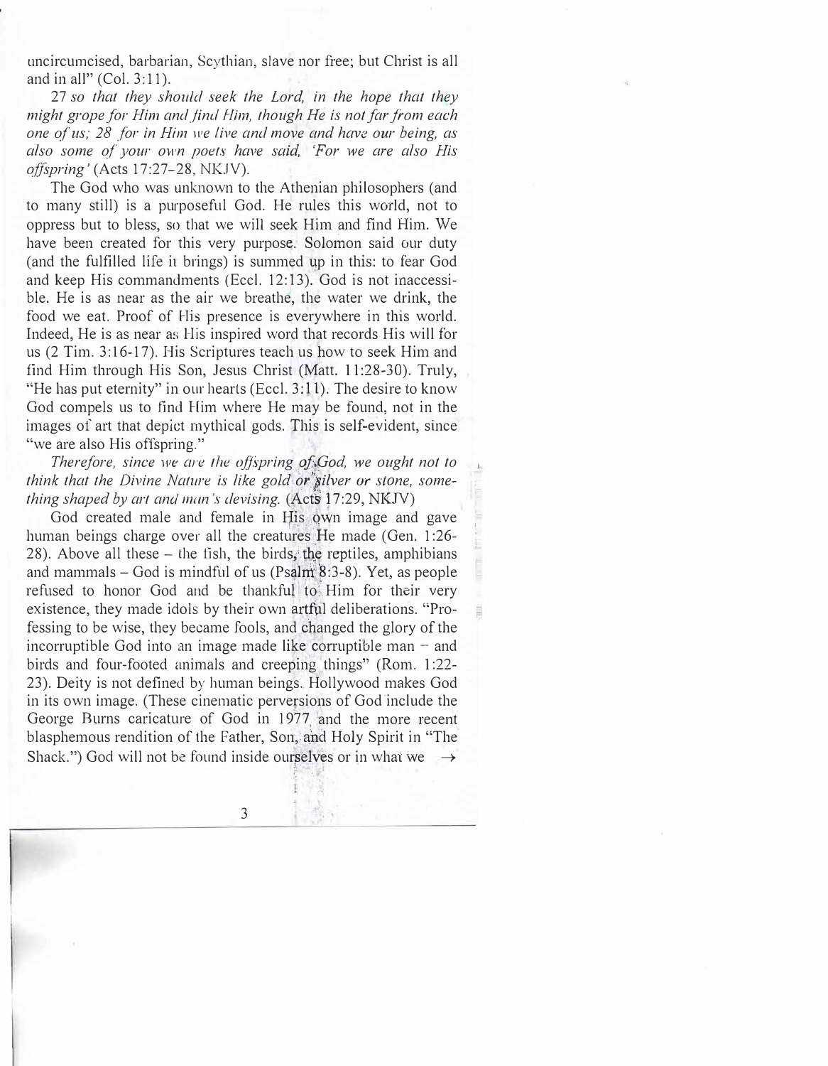uncircumcised, barbarian, Scythian, slave nor free; but Christ is all and in all" (Col. 3:11).

*27 so that they should seek the Lord, in the hope that they might grope for Him and find Him, though He is not far from each one of us; 28 for in Him we live and move and have our being, as also some of your own poets have said, 'For we are also His offspring'* (Acts 17:27-28, NKJV).

The God who was unknown to the Athenian philosophers (and to many still) is a purposeful God. He rules this world, not to oppress but to bless, so that we will seek Him and find Him. We have been created for this very purpose. Solomon said our duty (and the fulfilled life it brings) is summed up in this: to fear God and keep His commandments (Eccl. 12:13). God is not inaccessible. He is as near as the air we breathe, the water we drink, the food we eat. Proof of His presence is everywhere in this world. Indeed, He is as near as His inspired word that records His will for us (2 Tim. 3:16-17). His Scriptures teach us how to seek Him and find Him through His Son, Jesus Christ (Matt. 11:28-30). Truly, "He has put eternity" in our hearts (Eccl. 3:11). The desire to know God compels us to find Him where He may be found, not in the images of art that depict mythical gods. This is self-evident, since "we are also His offspring."

*Therefore, since we are the offspring of God, we ought not to think that the Divine Nature is like gold or silver or stone, something shaped by art and man's devising.* (Acts 17:29, NKJV)

God created male and female in His own image and gave human beings charge over all the creatures He made (Gen. 1:26-28). Above all these – the fish, the birds, the reptiles, amphibians and mammals – God is mindful of us (Psalm 8:3-8). Yet, as people refused to honor God and be thankful to Him for their very existence, they made idols by their own artful deliberations. "Professing to be wise, they became fools, and changed the glory of the incorruptible God into an image made like corruptible man – and birds and four-footed animals and creeping things" (Rom. 1:22-23). Deity is not defined by human beings. Hollywood makes God in its own image. (These cinematic perversions of God include the George Burns caricature of God in 1977 and the more recent blasphemous rendition of the Father, Son, and Holy Spirit in "The Shack.") God will not be found inside ourselves or in what we →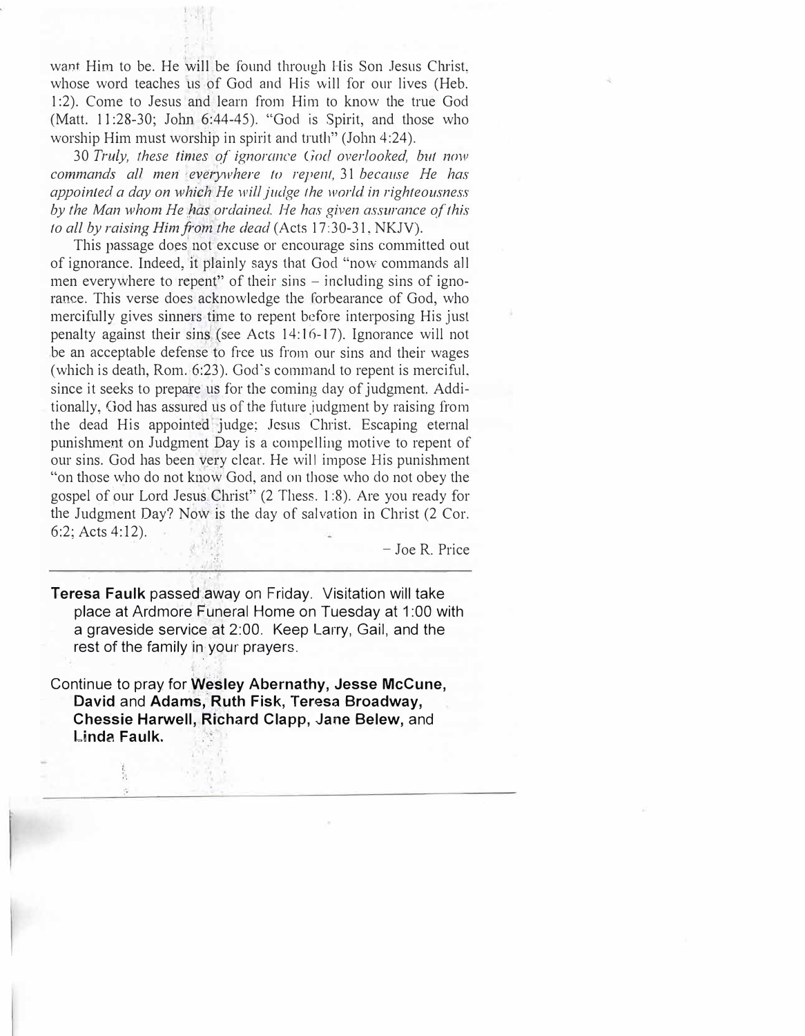want Him to be. He will be found through His Son Jesus Christ, whose word teaches us of God and His will for our lives (Heb. 1:2). Come to Jesus and learn from Him to know the true God (Matt. 11:28-30; John 6:44-45). "God is Spirit, and those who worship Him must worship in spirit and truth" (John 4:24).

30 *Truly, these times of ignorance God overlooked, but now commands all men everywhere to repent,* 31 *because He has appointed a day on which He will judge the world in righteousness by the Man whom He has ordained. He has given assurance of this to all by raising Him from the dead* (Acts 17:30-31, NKJV).

This passage does not excuse or encourage sins committed out of ignorance. Indeed, it plainly says that God "now commands all men everywhere to repent" of their sins – including sins of ignorance. This verse does acknowledge the forbearance of God, who mercifully gives sinners time to repent before interposing His just penalty against their sins (see Acts 14:16-17). Ignorance will not be an acceptable defense to free us from our sins and their wages (which is death, Rom. 6:23). God's command to repent is merciful, since it seeks to prepare us for the coming day of judgment. Additionally, God has assured us of the future judgment by raising from the dead His appointed judge; Jesus Christ. Escaping eternal punishment on Judgment Day is a compelling motive to repent of our sins. God has been very clear. He will impose His punishment "on those who do not know God, and on those who do not obey the gospel of our Lord Jesus Christ" (2 Thess. 1:8). Are you ready for the Judgment Day? Now is the day of salvation in Christ (2 Cor. 6:2; Acts 4:12).

– Joe R. Price

---

**Teresa Faulk** passed away on Friday. Visitation will take place at Ardmore Funeral Home on Tuesday at 1:00 with a graveside service at 2:00. Keep Larry, Gail, and the rest of the family in your prayers.

Continue to pray for **Wesley Abernathy, Jesse McCune, David** and **Adams, Ruth Fisk, Teresa Broadway, Chessie Harwell, Richard Clapp, Jane Belew,** and **Linda Faulk.**